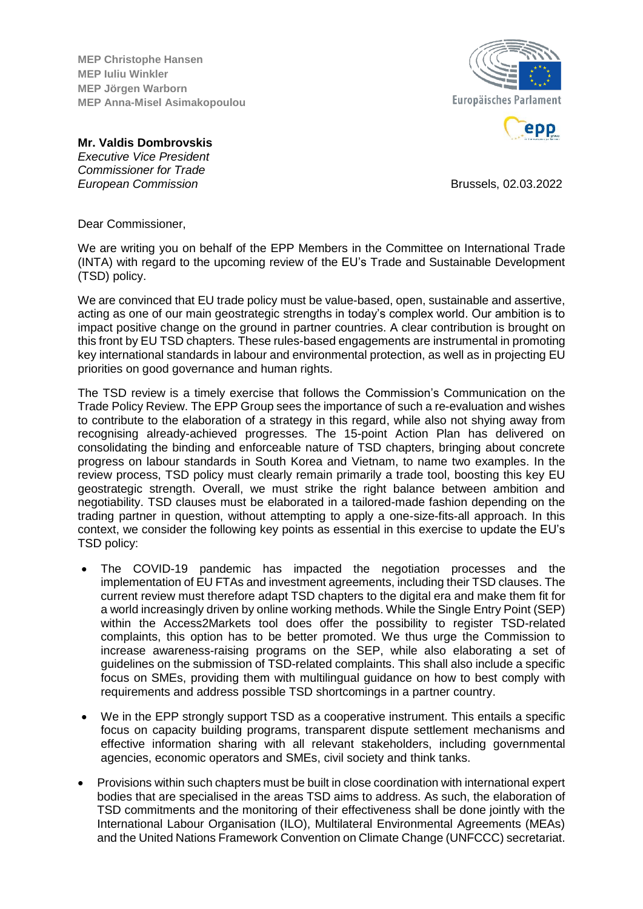**MEP Christophe Hansen**
**MEP Iuliu Winkler**
**MEP Jörgen Warborn**
**MEP Anna-Misel Asimakopoulou**

Europäisches Parlament

**Mr. Valdis Dombrovskis**
*Executive Vice President*
*Commissioner for Trade*
*European Commission*

Brussels, 02.03.2022

Dear Commissioner,

We are writing you on behalf of the EPP Members in the Committee on International Trade (INTA) with regard to the upcoming review of the EU's Trade and Sustainable Development (TSD) policy.

We are convinced that EU trade policy must be value-based, open, sustainable and assertive, acting as one of our main geostrategic strengths in today's complex world. Our ambition is to impact positive change on the ground in partner countries. A clear contribution is brought on this front by EU TSD chapters. These rules-based engagements are instrumental in promoting key international standards in labour and environmental protection, as well as in projecting EU priorities on good governance and human rights.

The TSD review is a timely exercise that follows the Commission's Communication on the Trade Policy Review. The EPP Group sees the importance of such a re-evaluation and wishes to contribute to the elaboration of a strategy in this regard, while also not shying away from recognising already-achieved progresses. The 15-point Action Plan has delivered on consolidating the binding and enforceable nature of TSD chapters, bringing about concrete progress on labour standards in South Korea and Vietnam, to name two examples. In the review process, TSD policy must clearly remain primarily a trade tool, boosting this key EU geostrategic strength. Overall, we must strike the right balance between ambition and negotiability. TSD clauses must be elaborated in a tailored-made fashion depending on the trading partner in question, without attempting to apply a one-size-fits-all approach. In this context, we consider the following key points as essential in this exercise to update the EU's TSD policy:

- The COVID-19 pandemic has impacted the negotiation processes and the implementation of EU FTAs and investment agreements, including their TSD clauses. The current review must therefore adapt TSD chapters to the digital era and make them fit for a world increasingly driven by online working methods. While the Single Entry Point (SEP) within the Access2Markets tool does offer the possibility to register TSD-related complaints, this option has to be better promoted. We thus urge the Commission to increase awareness-raising programs on the SEP, while also elaborating a set of guidelines on the submission of TSD-related complaints. This shall also include a specific focus on SMEs, providing them with multilingual guidance on how to best comply with requirements and address possible TSD shortcomings in a partner country.

- We in the EPP strongly support TSD as a cooperative instrument. This entails a specific focus on capacity building programs, transparent dispute settlement mechanisms and effective information sharing with all relevant stakeholders, including governmental agencies, economic operators and SMEs, civil society and think tanks.

- Provisions within such chapters must be built in close coordination with international expert bodies that are specialised in the areas TSD aims to address. As such, the elaboration of TSD commitments and the monitoring of their effectiveness shall be done jointly with the International Labour Organisation (ILO), Multilateral Environmental Agreements (MEAs) and the United Nations Framework Convention on Climate Change (UNFCCC) secretariat.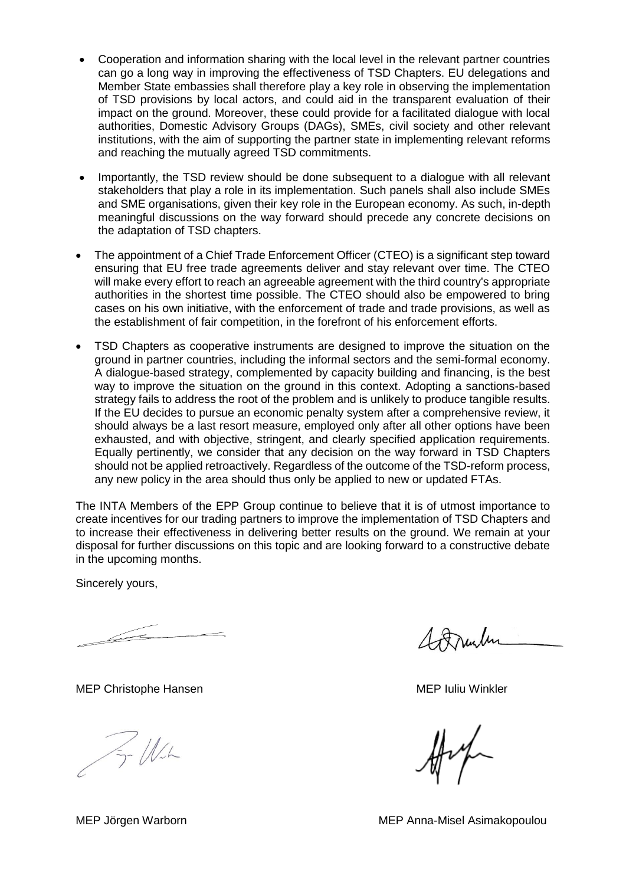- Cooperation and information sharing with the local level in the relevant partner countries can go a long way in improving the effectiveness of TSD Chapters. EU delegations and Member State embassies shall therefore play a key role in observing the implementation of TSD provisions by local actors, and could aid in the transparent evaluation of their impact on the ground. Moreover, these could provide for a facilitated dialogue with local authorities, Domestic Advisory Groups (DAGs), SMEs, civil society and other relevant institutions, with the aim of supporting the partner state in implementing relevant reforms and reaching the mutually agreed TSD commitments.

- Importantly, the TSD review should be done subsequent to a dialogue with all relevant stakeholders that play a role in its implementation. Such panels shall also include SMEs and SME organisations, given their key role in the European economy. As such, in-depth meaningful discussions on the way forward should precede any concrete decisions on the adaptation of TSD chapters.

- The appointment of a Chief Trade Enforcement Officer (CTEO) is a significant step toward ensuring that EU free trade agreements deliver and stay relevant over time. The CTEO will make every effort to reach an agreeable agreement with the third country's appropriate authorities in the shortest time possible. The CTEO should also be empowered to bring cases on his own initiative, with the enforcement of trade and trade provisions, as well as the establishment of fair competition, in the forefront of his enforcement efforts.

- TSD Chapters as cooperative instruments are designed to improve the situation on the ground in partner countries, including the informal sectors and the semi-formal economy. A dialogue-based strategy, complemented by capacity building and financing, is the best way to improve the situation on the ground in this context. Adopting a sanctions-based strategy fails to address the root of the problem and is unlikely to produce tangible results. If the EU decides to pursue an economic penalty system after a comprehensive review, it should always be a last resort measure, employed only after all other options have been exhausted, and with objective, stringent, and clearly specified application requirements. Equally pertinently, we consider that any decision on the way forward in TSD Chapters should not be applied retroactively. Regardless of the outcome of the TSD-reform process, any new policy in the area should thus only be applied to new or updated FTAs.

The INTA Members of the EPP Group continue to believe that it is of utmost importance to create incentives for our trading partners to improve the implementation of TSD Chapters and to increase their effectiveness in delivering better results on the ground. We remain at your disposal for further discussions on this topic and are looking forward to a constructive debate in the upcoming months.

Sincerely yours,

MEP Christophe Hansen

MEP Iuliu Winkler

MEP Jörgen Warborn

MEP Anna-Misel Asimakopoulou